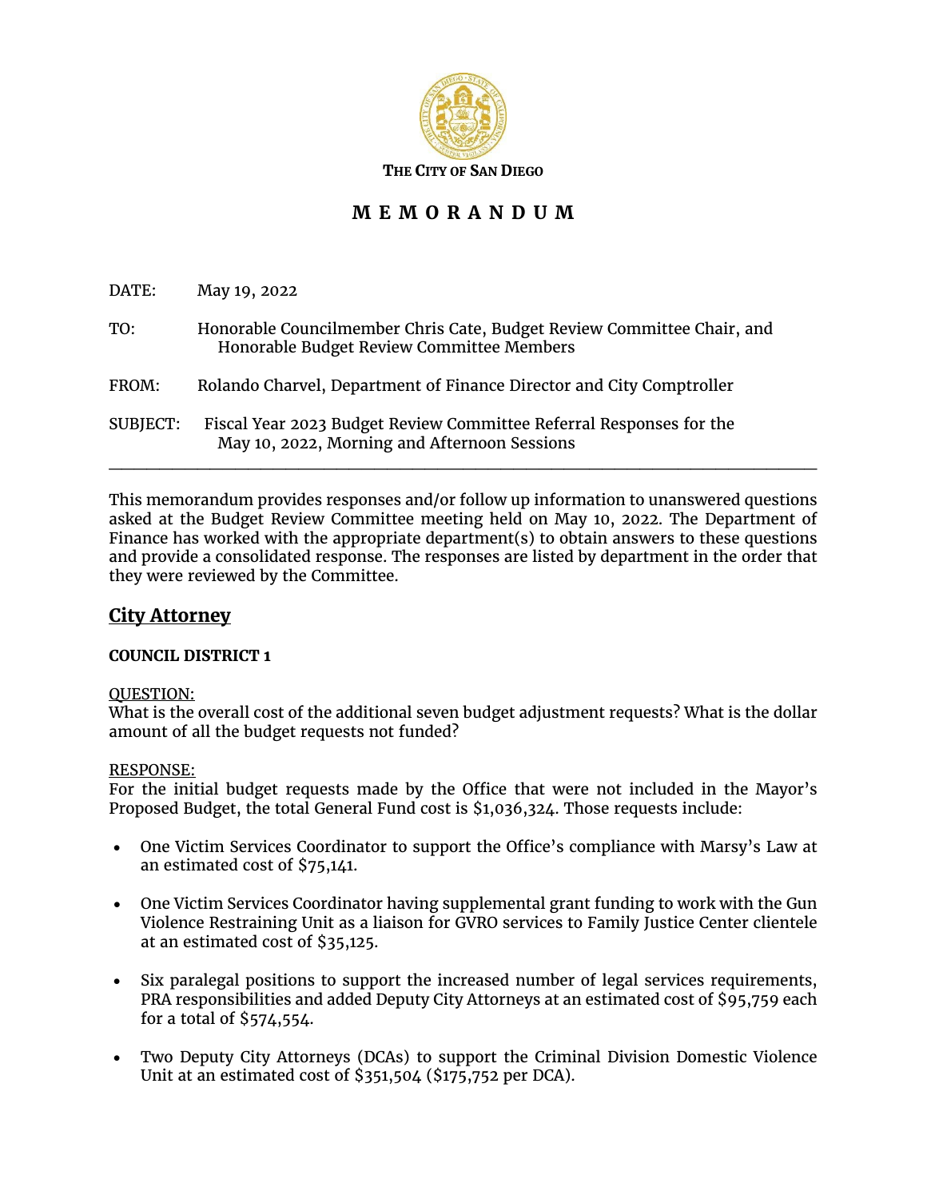THE CITY OF SAN DIEGO

# MEMORANDUM

DATE: May 19, 2022

TO: Honorable Councilmember Chris Cate, Budget Review Committee Chair, and Honorable Budget Review Committee Members

FROM: Rolando Charvel, Department of Finance Director and City Comptroller

SUBJECT: Fiscal Year 2023 Budget Review Committee Referral Responses for the May 10, 2022, Morning and Afternoon Sessions

---

This memorandum provides responses and/or follow up information to unanswered questions asked at the Budget Review Committee meeting held on May 10, 2022. The Department of Finance has worked with the appropriate department(s) to obtain answers to these questions and provide a consolidated response. The responses are listed by department in the order that they were reviewed by the Committee.

## City Attorney

**COUNCIL DISTRICT 1**

QUESTION:
What is the overall cost of the additional seven budget adjustment requests? What is the dollar amount of all the budget requests not funded?

RESPONSE:
For the initial budget requests made by the Office that were not included in the Mayor's Proposed Budget, the total General Fund cost is $1,036,324. Those requests include:

- One Victim Services Coordinator to support the Office's compliance with Marsy's Law at an estimated cost of $75,141.
- One Victim Services Coordinator having supplemental grant funding to work with the Gun Violence Restraining Unit as a liaison for GVRO services to Family Justice Center clientele at an estimated cost of $35,125.
- Six paralegal positions to support the increased number of legal services requirements, PRA responsibilities and added Deputy City Attorneys at an estimated cost of $95,759 each for a total of $574,554.
- Two Deputy City Attorneys (DCAs) to support the Criminal Division Domestic Violence Unit at an estimated cost of $351,504 ($175,752 per DCA).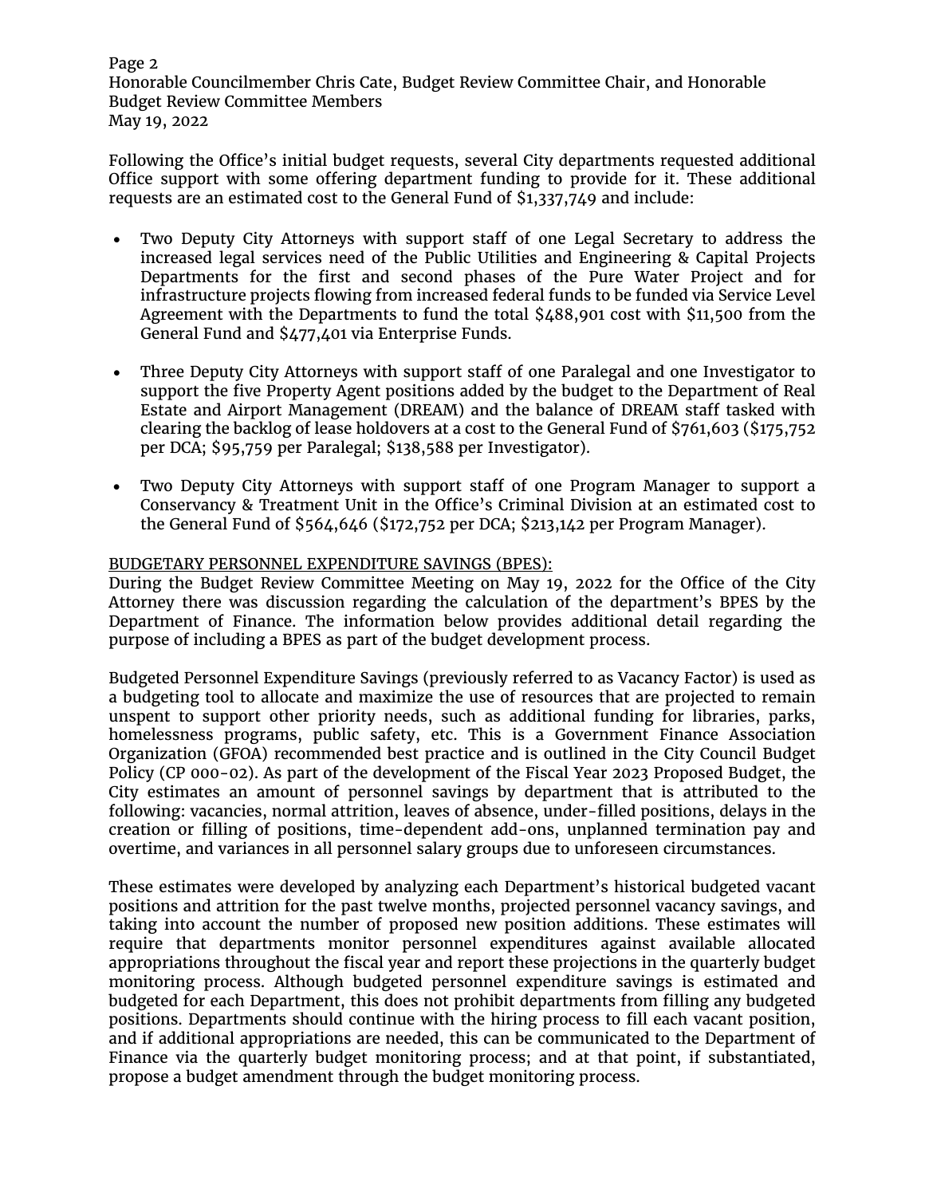Following the Office's initial budget requests, several City departments requested additional Office support with some offering department funding to provide for it. These additional requests are an estimated cost to the General Fund of $1,337,749 and include:

- Two Deputy City Attorneys with support staff of one Legal Secretary to address the increased legal services need of the Public Utilities and Engineering & Capital Projects Departments for the first and second phases of the Pure Water Project and for infrastructure projects flowing from increased federal funds to be funded via Service Level Agreement with the Departments to fund the total $488,901 cost with $11,500 from the General Fund and $477,401 via Enterprise Funds.

- Three Deputy City Attorneys with support staff of one Paralegal and one Investigator to support the five Property Agent positions added by the budget to the Department of Real Estate and Airport Management (DREAM) and the balance of DREAM staff tasked with clearing the backlog of lease holdovers at a cost to the General Fund of $761,603 ($175,752 per DCA; $95,759 per Paralegal; $138,588 per Investigator).

- Two Deputy City Attorneys with support staff of one Program Manager to support a Conservancy & Treatment Unit in the Office's Criminal Division at an estimated cost to the General Fund of $564,646 ($172,752 per DCA; $213,142 per Program Manager).

BUDGETARY PERSONNEL EXPENDITURE SAVINGS (BPES):

During the Budget Review Committee Meeting on May 19, 2022 for the Office of the City Attorney there was discussion regarding the calculation of the department's BPES by the Department of Finance. The information below provides additional detail regarding the purpose of including a BPES as part of the budget development process.

Budgeted Personnel Expenditure Savings (previously referred to as Vacancy Factor) is used as a budgeting tool to allocate and maximize the use of resources that are projected to remain unspent to support other priority needs, such as additional funding for libraries, parks, homelessness programs, public safety, etc. This is a Government Finance Association Organization (GFOA) recommended best practice and is outlined in the City Council Budget Policy (CP 000-02). As part of the development of the Fiscal Year 2023 Proposed Budget, the City estimates an amount of personnel savings by department that is attributed to the following: vacancies, normal attrition, leaves of absence, under-filled positions, delays in the creation or filling of positions, time-dependent add-ons, unplanned termination pay and overtime, and variances in all personnel salary groups due to unforeseen circumstances.

These estimates were developed by analyzing each Department's historical budgeted vacant positions and attrition for the past twelve months, projected personnel vacancy savings, and taking into account the number of proposed new position additions. These estimates will require that departments monitor personnel expenditures against available allocated appropriations throughout the fiscal year and report these projections in the quarterly budget monitoring process. Although budgeted personnel expenditure savings is estimated and budgeted for each Department, this does not prohibit departments from filling any budgeted positions. Departments should continue with the hiring process to fill each vacant position, and if additional appropriations are needed, this can be communicated to the Department of Finance via the quarterly budget monitoring process; and at that point, if substantiated, propose a budget amendment through the budget monitoring process.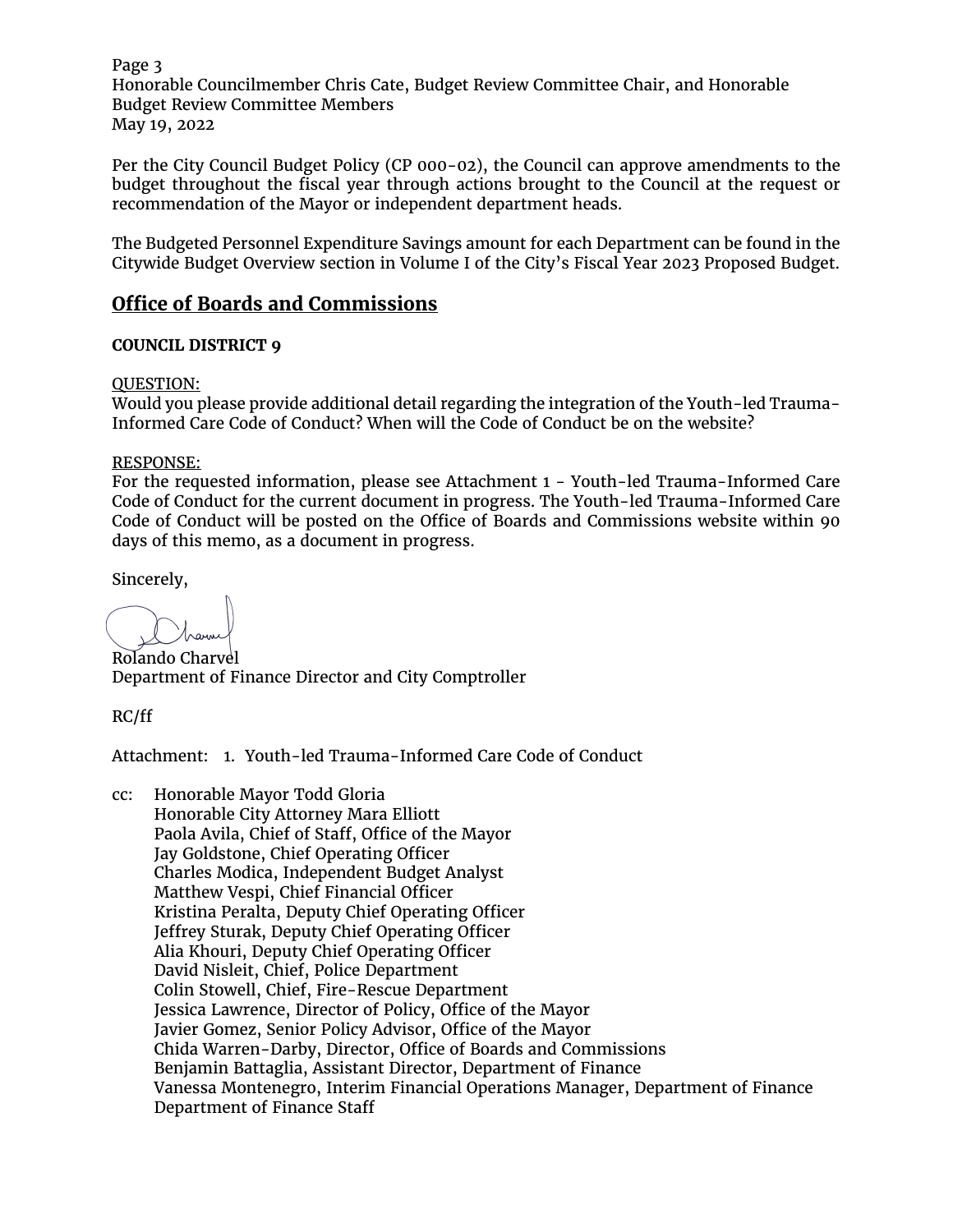Per the City Council Budget Policy (CP 000-02), the Council can approve amendments to the budget throughout the fiscal year through actions brought to the Council at the request or recommendation of the Mayor or independent department heads.

The Budgeted Personnel Expenditure Savings amount for each Department can be found in the Citywide Budget Overview section in Volume I of the City's Fiscal Year 2023 Proposed Budget.

## Office of Boards and Commissions

**COUNCIL DISTRICT 9**

QUESTION:
Would you please provide additional detail regarding the integration of the Youth-led Trauma-Informed Care Code of Conduct? When will the Code of Conduct be on the website?

RESPONSE:
For the requested information, please see Attachment 1 - Youth-led Trauma-Informed Care Code of Conduct for the current document in progress. The Youth-led Trauma-Informed Care Code of Conduct will be posted on the Office of Boards and Commissions website within 90 days of this memo, as a document in progress.

Sincerely,

Rolando Charvel
Department of Finance Director and City Comptroller

RC/ff

Attachment: 1. Youth-led Trauma-Informed Care Code of Conduct

cc: Honorable Mayor Todd Gloria
Honorable City Attorney Mara Elliott
Paola Avila, Chief of Staff, Office of the Mayor
Jay Goldstone, Chief Operating Officer
Charles Modica, Independent Budget Analyst
Matthew Vespi, Chief Financial Officer
Kristina Peralta, Deputy Chief Operating Officer
Jeffrey Sturak, Deputy Chief Operating Officer
Alia Khouri, Deputy Chief Operating Officer
David Nisleit, Chief, Police Department
Colin Stowell, Chief, Fire-Rescue Department
Jessica Lawrence, Director of Policy, Office of the Mayor
Javier Gomez, Senior Policy Advisor, Office of the Mayor
Chida Warren-Darby, Director, Office of Boards and Commissions
Benjamin Battaglia, Assistant Director, Department of Finance
Vanessa Montenegro, Interim Financial Operations Manager, Department of Finance
Department of Finance Staff